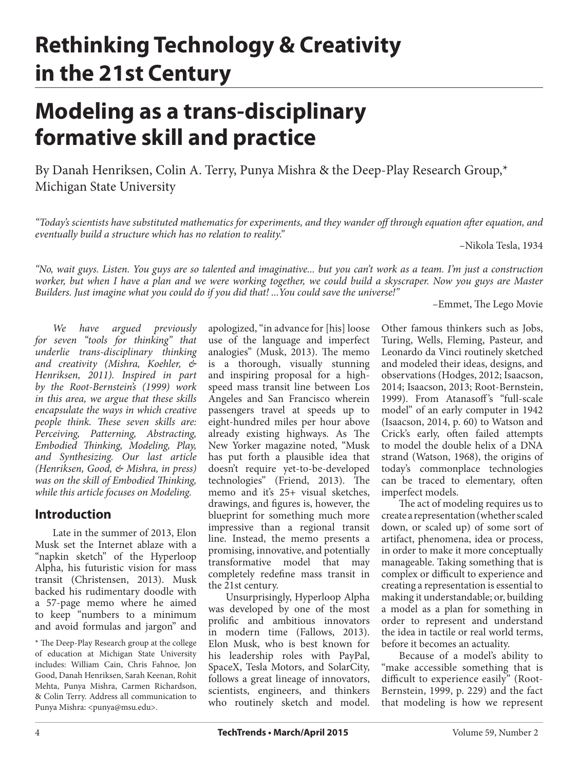# Rethinking Technology & Creativity in the 21st Century

# Modeling as a trans-disciplinary formative skill and practice

By Danah Henriksen, Colin A. Terry, Punya Mishra & the Deep-Play Research Group,* Michigan State University

*"Today's scientists have substituted mathematics for experiments, and they wander off through equation after equation, and eventually build a structure which has no relation to reality."*

–Nikola Tesla, 1934

*"No, wait guys. Listen. You guys are so talented and imaginative... but you can't work as a team. I'm just a construction worker, but when I have a plan and we were working together, we could build a skyscraper. Now you guys are Master Builders. Just imagine what you could do if you did that! ...You could save the universe!"*

–Emmet, The Lego Movie

*We have argued previously for seven "tools for thinking" that underlie trans-disciplinary thinking and creativity (Mishra, Koehler, & Henriksen, 2011). Inspired in part by the Root-Bernstein's (1999) work in this area, we argue that these skills encapsulate the ways in which creative people think. These seven skills are: Perceiving, Patterning, Abstracting, Embodied Thinking, Modeling, Play, and Synthesizing. Our last article (Henriksen, Good, & Mishra, in press) was on the skill of Embodied Thinking, while this article focuses on Modeling.*

## Introduction

Late in the summer of 2013, Elon Musk set the Internet ablaze with a "napkin sketch" of the Hyperloop Alpha, his futuristic vision for mass transit (Christensen, 2013). Musk backed his rudimentary doodle with a 57-page memo where he aimed to keep "numbers to a minimum and avoid formulas and jargon" and apologized, "in advance for [his] loose use of the language and imperfect analogies" (Musk, 2013). The memo is a thorough, visually stunning and inspiring proposal for a high-speed mass transit line between Los Angeles and San Francisco wherein passengers travel at speeds up to eight-hundred miles per hour above already existing highways. As The New Yorker magazine noted, "Musk has put forth a plausible idea that doesn't require yet-to-be-developed technologies" (Friend, 2013). The memo and it's 25+ visual sketches, drawings, and figures is, however, the blueprint for something much more impressive than a regional transit line. Instead, the memo presents a promising, innovative, and potentially transformative model that may completely redefine mass transit in the 21st century.

Unsurprisingly, Hyperloop Alpha was developed by one of the most prolific and ambitious innovators in modern time (Fallows, 2013). Elon Musk, who is best known for his leadership roles with PayPal, SpaceX, Tesla Motors, and SolarCity, follows a great lineage of innovators, scientists, engineers, and thinkers who routinely sketch and model. Other famous thinkers such as Jobs, Turing, Wells, Fleming, Pasteur, and Leonardo da Vinci routinely sketched and modeled their ideas, designs, and observations (Hodges, 2012; Isaacson, 2014; Isaacson, 2013; Root-Bernstein, 1999). From Atanasoff's "full-scale model" of an early computer in 1942 (Isaacson, 2014, p. 60) to Watson and Crick's early, often failed attempts to model the double helix of a DNA strand (Watson, 1968), the origins of today's commonplace technologies can be traced to elementary, often imperfect models.

The act of modeling requires us to create a representation (whether scaled down, or scaled up) of some sort of artifact, phenomena, idea or process, in order to make it more conceptually manageable. Taking something that is complex or difficult to experience and creating a representation is essential to making it understandable; or, building a model as a plan for something in order to represent and understand the idea in tactile or real world terms, before it becomes an actuality.

Because of a model's ability to "make accessible something that is difficult to experience easily" (Root-Bernstein, 1999, p. 229) and the fact that modeling is how we represent

\* The Deep-Play Research group at the college of education at Michigan State University includes: William Cain, Chris Fahnoe, Jon Good, Danah Henriksen, Sarah Keenan, Rohit Mehta, Punya Mishra, Carmen Richardson, & Colin Terry. Address all communication to Punya Mishra: <punya@msu.edu>.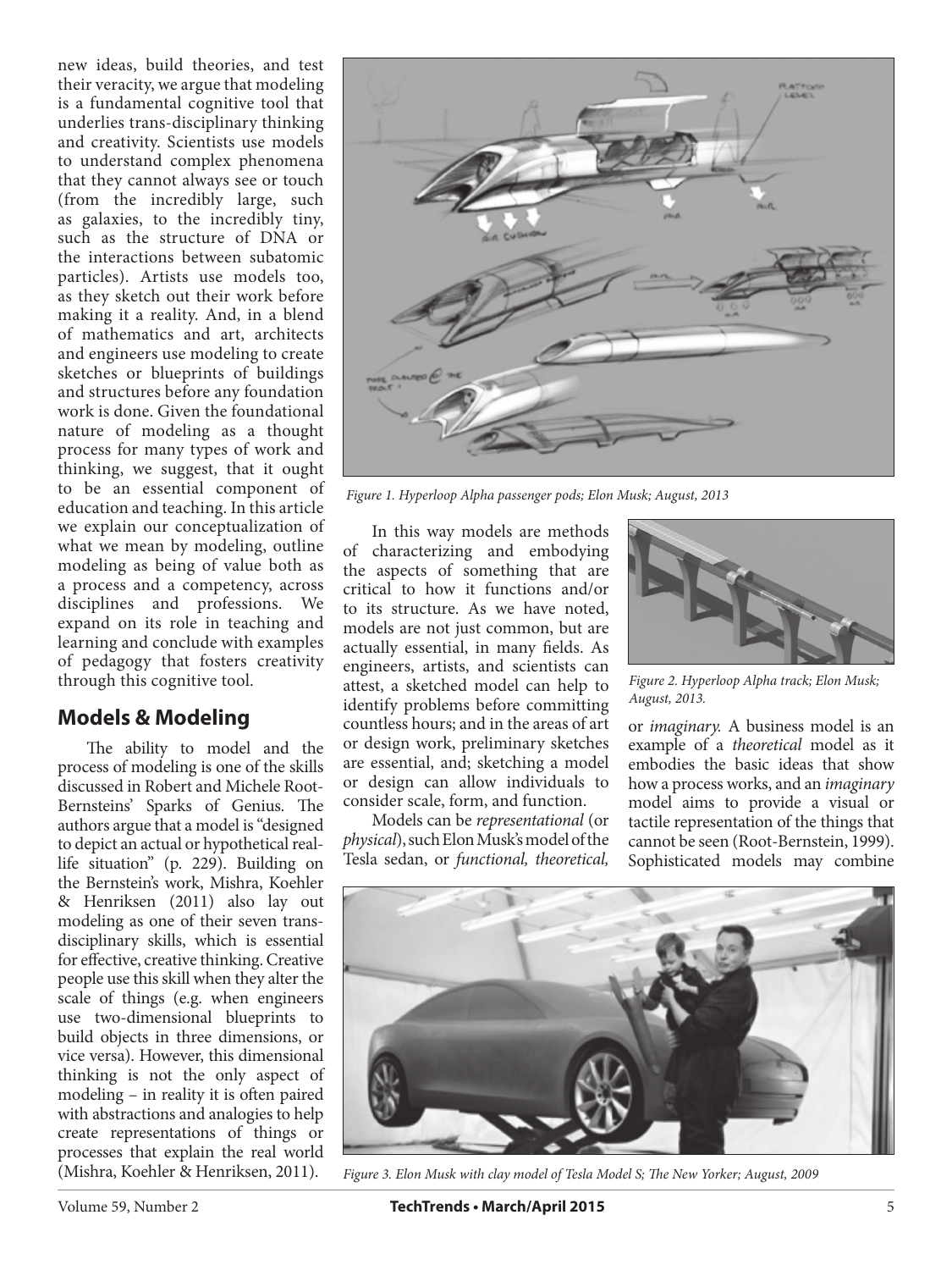new ideas, build theories, and test their veracity, we argue that modeling is a fundamental cognitive tool that underlies trans-disciplinary thinking and creativity. Scientists use models to understand complex phenomena that they cannot always see or touch (from the incredibly large, such as galaxies, to the incredibly tiny, such as the structure of DNA or the interactions between subatomic particles). Artists use models too, as they sketch out their work before making it a reality. And, in a blend of mathematics and art, architects and engineers use modeling to create sketches or blueprints of buildings and structures before any foundation work is done. Given the foundational nature of modeling as a thought process for many types of work and thinking, we suggest, that it ought to be an essential component of education and teaching. In this article we explain our conceptualization of what we mean by modeling, outline modeling as being of value both as a process and a competency, across disciplines and professions. We expand on its role in teaching and learning and conclude with examples of pedagogy that fosters creativity through this cognitive tool.

## Models & Modeling

The ability to model and the process of modeling is one of the skills discussed in Robert and Michele Root-Bernsteins' Sparks of Genius. The authors argue that a model is "designed to depict an actual or hypothetical real-life situation" (p. 229). Building on the Bernstein's work, Mishra, Koehler & Henriksen (2011) also lay out modeling as one of their seven trans-disciplinary skills, which is essential for effective, creative thinking. Creative people use this skill when they alter the scale of things (e.g. when engineers use two-dimensional blueprints to build objects in three dimensions, or vice versa). However, this dimensional thinking is not the only aspect of modeling – in reality it is often paired with abstractions and analogies to help create representations of things or processes that explain the real world (Mishra, Koehler & Henriksen, 2011).

*Figure 1. Hyperloop Alpha passenger pods; Elon Musk; August, 2013*

In this way models are methods of characterizing and embodying the aspects of something that are critical to how it functions and/or to its structure. As we have noted, models are not just common, but are actually essential, in many fields. As engineers, artists, and scientists can attest, a sketched model can help to identify problems before committing countless hours; and in the areas of art or design work, preliminary sketches are essential, and; sketching a model or design can allow individuals to consider scale, form, and function.

*Figure 2. Hyperloop Alpha track; Elon Musk; August, 2013.*

Models can be *representational* (or *physical*), such Elon Musk's model of the Tesla sedan, or *functional, theoretical,* or *imaginary.* A business model is an example of a *theoretical* model as it embodies the basic ideas that show how a process works, and an *imaginary* model aims to provide a visual or tactile representation of the things that cannot be seen (Root-Bernstein, 1999). Sophisticated models may combine

*Figure 3. Elon Musk with clay model of Tesla Model S; The New Yorker; August, 2009*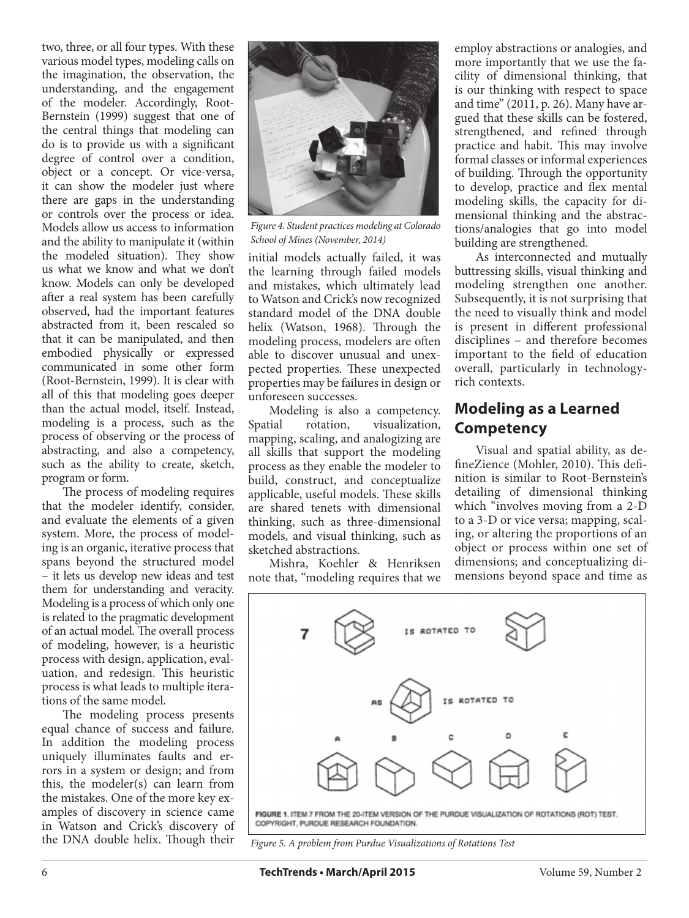two, three, or all four types. With these various model types, modeling calls on the imagination, the observation, the understanding, and the engagement of the modeler. Accordingly, Root-Bernstein (1999) suggest that one of the central things that modeling can do is to provide us with a significant degree of control over a condition, object or a concept. Or vice-versa, it can show the modeler just where there are gaps in the understanding or controls over the process or idea. Models allow us access to information and the ability to manipulate it (within the modeled situation). They show us what we know and what we don't know. Models can only be developed after a real system has been carefully observed, had the important features abstracted from it, been rescaled so that it can be manipulated, and then embodied physically or expressed communicated in some other form (Root-Bernstein, 1999). It is clear with all of this that modeling goes deeper than the actual model, itself. Instead, modeling is a process, such as the process of observing or the process of abstracting, and also a competency, such as the ability to create, sketch, program or form.

The process of modeling requires that the modeler identify, consider, and evaluate the elements of a given system. More, the process of modeling is an organic, iterative process that spans beyond the structured model – it lets us develop new ideas and test them for understanding and veracity. Modeling is a process of which only one is related to the pragmatic development of an actual model. The overall process of modeling, however, is a heuristic process with design, application, evaluation, and redesign. This heuristic process is what leads to multiple iterations of the same model.

The modeling process presents equal chance of success and failure. In addition the modeling process uniquely illuminates faults and errors in a system or design; and from this, the modeler(s) can learn from the mistakes. One of the more key examples of discovery in science came in Watson and Crick's discovery of the DNA double helix. Though their initial models actually failed, it was the learning through failed models and mistakes, which ultimately lead to Watson and Crick's now recognized standard model of the DNA double helix (Watson, 1968). Through the modeling process, modelers are often able to discover unusual and unexpected properties. These unexpected properties may be failures in design or unforeseen successes.

*Figure 4. Student practices modeling at Colorado School of Mines (November, 2014)*

Modeling is also a competency. Spatial rotation, visualization, mapping, scaling, and analogizing are all skills that support the modeling process as they enable the modeler to build, construct, and conceptualize applicable, useful models. These skills are shared tenets with dimensional thinking, such as three-dimensional models, and visual thinking, such as sketched abstractions.

Mishra, Koehler & Henriksen note that, "modeling requires that we employ abstractions or analogies, and more importantly that we use the facility of dimensional thinking, that is our thinking with respect to space and time" (2011, p. 26). Many have argued that these skills can be fostered, strengthened, and refined through practice and habit. This may involve formal classes or informal experiences of building. Through the opportunity to develop, practice and flex mental modeling skills, the capacity for dimensional thinking and the abstractions/analogies that go into model building are strengthened.

As interconnected and mutually buttressing skills, visual thinking and modeling strengthen one another. Subsequently, it is not surprising that the need to visually think and model is present in different professional disciplines – and therefore becomes important to the field of education overall, particularly in technology-rich contexts.

## Modeling as a Learned Competency

Visual and spatial ability, as defineZience (Mohler, 2010). This definition is similar to Root-Bernstein's detailing of dimensional thinking which "involves moving from a 2-D to a 3-D or vice versa; mapping, scaling, or altering the proportions of an object or process within one set of dimensions; and conceptualizing dimensions beyond space and time as

7 IS ROTATED TO

AS IS ROTATED TO

A B C D E

FIGURE 1. ITEM 7 FROM THE 20-ITEM VERSION OF THE PURDUE VISUALIZATION OF ROTATIONS (ROT) TEST. COPYRIGHT, PURDUE RESEARCH FOUNDATION.

*Figure 5. A problem from Purdue Visualizations of Rotations Test*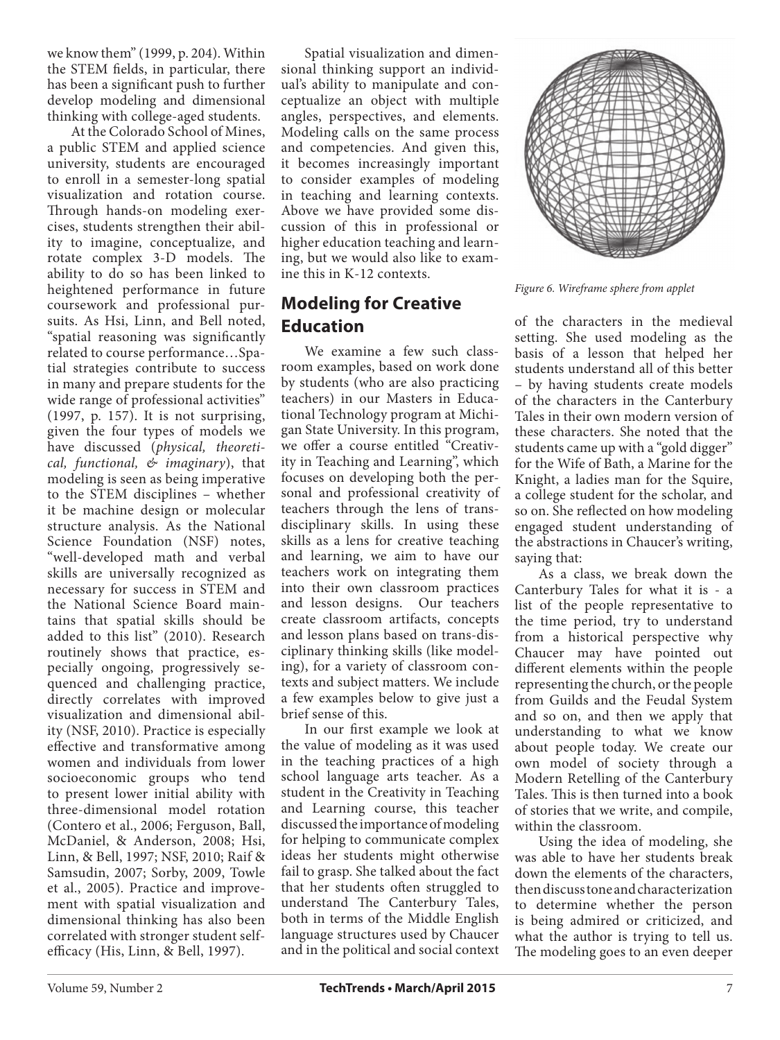we know them" (1999, p. 204). Within the STEM fields, in particular, there has been a significant push to further develop modeling and dimensional thinking with college-aged students.

At the Colorado School of Mines, a public STEM and applied science university, students are encouraged to enroll in a semester-long spatial visualization and rotation course. Through hands-on modeling exercises, students strengthen their ability to imagine, conceptualize, and rotate complex 3-D models. The ability to do so has been linked to heightened performance in future coursework and professional pursuits. As Hsi, Linn, and Bell noted, "spatial reasoning was significantly related to course performance…Spatial strategies contribute to success in many and prepare students for the wide range of professional activities" (1997, p. 157). It is not surprising, given the four types of models we have discussed (*physical, theoretical, functional, & imaginary*), that modeling is seen as being imperative to the STEM disciplines – whether it be machine design or molecular structure analysis. As the National Science Foundation (NSF) notes, "well-developed math and verbal skills are universally recognized as necessary for success in STEM and the National Science Board maintains that spatial skills should be added to this list" (2010). Research routinely shows that practice, especially ongoing, progressively sequenced and challenging practice, directly correlates with improved visualization and dimensional ability (NSF, 2010). Practice is especially effective and transformative among women and individuals from lower socioeconomic groups who tend to present lower initial ability with three-dimensional model rotation (Contero et al., 2006; Ferguson, Ball, McDaniel, & Anderson, 2008; Hsi, Linn, & Bell, 1997; NSF, 2010; Raif & Samsudin, 2007; Sorby, 2009, Towle et al., 2005). Practice and improvement with spatial visualization and dimensional thinking has also been correlated with stronger student self-efficacy (His, Linn, & Bell, 1997).

Spatial visualization and dimensional thinking support an individual's ability to manipulate and conceptualize an object with multiple angles, perspectives, and elements. Modeling calls on the same process and competencies. And given this, it becomes increasingly important to consider examples of modeling in teaching and learning contexts. Above we have provided some discussion of this in professional or higher education teaching and learning, but we would also like to examine this in K-12 contexts.

## Modeling for Creative Education

We examine a few such classroom examples, based on work done by students (who are also practicing teachers) in our Masters in Educational Technology program at Michigan State University. In this program, we offer a course entitled "Creativity in Teaching and Learning", which focuses on developing both the personal and professional creativity of teachers through the lens of trans-disciplinary skills. In using these skills as a lens for creative teaching and learning, we aim to have our teachers work on integrating them into their own classroom practices and lesson designs. Our teachers create classroom artifacts, concepts and lesson plans based on trans-disciplinary thinking skills (like modeling), for a variety of classroom contexts and subject matters. We include a few examples below to give just a brief sense of this.

In our first example we look at the value of modeling as it was used in the teaching practices of a high school language arts teacher. As a student in the Creativity in Teaching and Learning course, this teacher discussed the importance of modeling for helping to communicate complex ideas her students might otherwise fail to grasp. She talked about the fact that her students often struggled to understand The Canterbury Tales, both in terms of the Middle English language structures used by Chaucer and in the political and social context of the characters in the medieval setting. She used modeling as the basis of a lesson that helped her students understand all of this better – by having students create models of the characters in the Canterbury Tales in their own modern version of these characters. She noted that the students came up with a "gold digger" for the Wife of Bath, a Marine for the Knight, a ladies man for the Squire, a college student for the scholar, and so on. She reflected on how modeling engaged student understanding of the abstractions in Chaucer's writing, saying that:

*Figure 6. Wireframe sphere from applet*

> As a class, we break down the Canterbury Tales for what it is - a list of the people representative to the time period, try to understand from a historical perspective why Chaucer may have pointed out different elements within the people representing the church, or the people from Guilds and the Feudal System and so on, and then we apply that understanding to what we know about people today. We create our own model of society through a Modern Retelling of the Canterbury Tales. This is then turned into a book of stories that we write, and compile, within the classroom.

Using the idea of modeling, she was able to have her students break down the elements of the characters, then discuss tone and characterization to determine whether the person is being admired or criticized, and what the author is trying to tell us. The modeling goes to an even deeper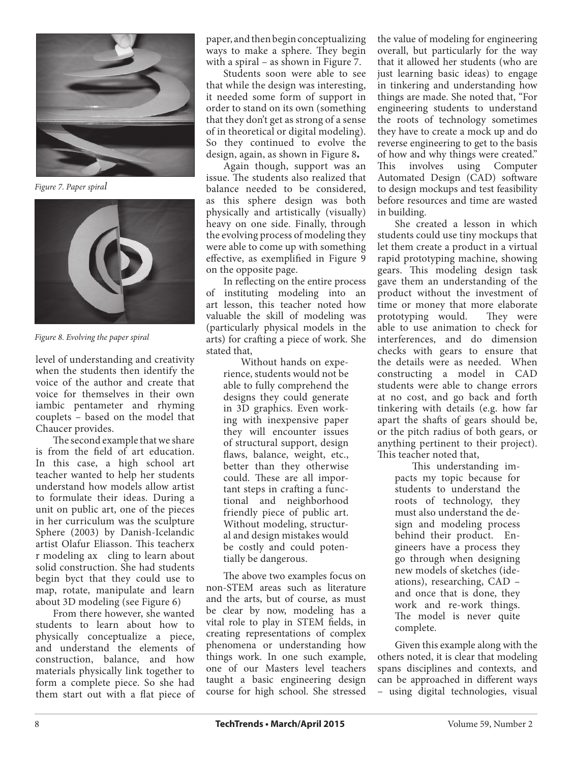*Figure 7. Paper spiral*

*Figure 8. Evolving the paper spiral*

level of understanding and creativity when the students then identify the voice of the author and create that voice for themselves in their own iambic pentameter and rhyming couplets – based on the model that Chaucer provides.

The second example that we share is from the field of art education. In this case, a high school art teacher wanted to help her students understand how models allow artist to formulate their ideas. During a unit on public art, one of the pieces in her curriculum was the sculpture Sphere (2003) by Danish-Icelandic artist Olafur Eliasson. This teacherx r modeling ax cling to learn about solid construction. She had students begin byct that they could use to map, rotate, manipulate and learn about 3D modeling (see Figure 6)

From there however, she wanted students to learn about how to physically conceptualize a piece, and understand the elements of construction, balance, and how materials physically link together to form a complete piece. So she had them start out with a flat piece of paper, and then begin conceptualizing ways to make a sphere. They begin with a spiral – as shown in Figure 7.

Students soon were able to see that while the design was interesting, it needed some form of support in order to stand on its own (something that they don't get as strong of a sense of in theoretical or digital modeling). So they continued to evolve the design, again, as shown in Figure 8**.**

Again though, support was an issue. The students also realized that balance needed to be considered, as this sphere design was both physically and artistically (visually) heavy on one side. Finally, through the evolving process of modeling they were able to come up with something effective, as exemplified in Figure 9 on the opposite page.

In reflecting on the entire process of instituting modeling into an art lesson, this teacher noted how valuable the skill of modeling was (particularly physical models in the arts) for crafting a piece of work. She stated that,

> Without hands on experience, students would not be able to fully comprehend the designs they could generate in 3D graphics. Even working with inexpensive paper they will encounter issues of structural support, design flaws, balance, weight, etc., better than they otherwise could. These are all important steps in crafting a functional and neighborhood friendly piece of public art. Without modeling, structural and design mistakes would be costly and could potentially be dangerous.

The above two examples focus on non-STEM areas such as literature and the arts, but of course, as must be clear by now, modeling has a vital role to play in STEM fields, in creating representations of complex phenomena or understanding how things work. In one such example, one of our Masters level teachers taught a basic engineering design course for high school. She stressed the value of modeling for engineering overall, but particularly for the way that it allowed her students (who are just learning basic ideas) to engage in tinkering and understanding how things are made. She noted that, "For engineering students to understand the roots of technology sometimes they have to create a mock up and do reverse engineering to get to the basis of how and why things were created." This involves using Computer Automated Design (CAD) software to design mockups and test feasibility before resources and time are wasted in building.

She created a lesson in which students could use tiny mockups that let them create a product in a virtual rapid prototyping machine, showing gears. This modeling design task gave them an understanding of the product without the investment of time or money that more elaborate prototyping would. They were able to use animation to check for interferences, and do dimension checks with gears to ensure that the details were as needed. When constructing a model in CAD students were able to change errors at no cost, and go back and forth tinkering with details (e.g. how far apart the shafts of gears should be, or the pitch radius of both gears, or anything pertinent to their project). This teacher noted that,

> This understanding impacts my topic because for students to understand the roots of technology, they must also understand the design and modeling process behind their product. Engineers have a process they go through when designing new models of sketches (ideations), researching, CAD – and once that is done, they work and re-work things. The model is never quite complete.

Given this example along with the others noted, it is clear that modeling spans disciplines and contexts, and can be approached in different ways – using digital technologies, visual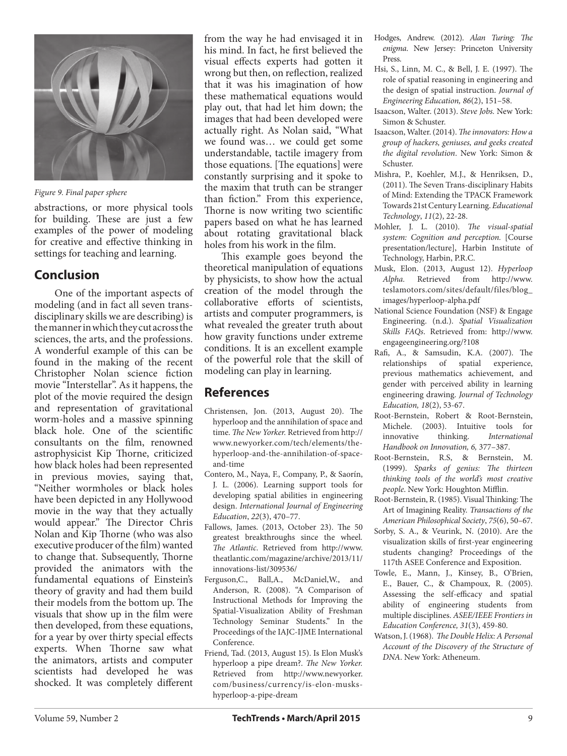*Figure 9. Final paper sphere*

abstractions, or more physical tools for building. These are just a few examples of the power of modeling for creative and effective thinking in settings for teaching and learning.

## Conclusion

One of the important aspects of modeling (and in fact all seven trans-disciplinary skills we are describing) is the manner in which they cut across the sciences, the arts, and the professions. A wonderful example of this can be found in the making of the recent Christopher Nolan science fiction movie "Interstellar". As it happens, the plot of the movie required the design and representation of gravitational worm-holes and a massive spinning black hole. One of the scientific consultants on the film, renowned astrophysicist Kip Thorne, criticized how black holes had been represented in previous movies, saying that, "Neither wormholes or black holes have been depicted in any Hollywood movie in the way that they actually would appear." The Director Chris Nolan and Kip Thorne (who was also executive producer of the film) wanted to change that. Subsequently, Thorne provided the animators with the fundamental equations of Einstein's theory of gravity and had them build their models from the bottom up. The visuals that show up in the film were then developed, from these equations, for a year by over thirty special effects experts. When Thorne saw what the animators, artists and computer scientists had developed he was shocked. It was completely different from the way he had envisaged it in his mind. In fact, he first believed the visual effects experts had gotten it wrong but then, on reflection, realized that it was his imagination of how these mathematical equations would play out, that had let him down; the images that had been developed were actually right. As Nolan said, "What we found was… we could get some understandable, tactile imagery from those equations. [The equations] were constantly surprising and it spoke to the maxim that truth can be stranger than fiction." From this experience, Thorne is now writing two scientific papers based on what he has learned about rotating gravitational black holes from his work in the film.

This example goes beyond the theoretical manipulation of equations by physicists, to show how the actual creation of the model through the collaborative efforts of scientists, artists and computer programmers, is what revealed the greater truth about how gravity functions under extreme conditions. It is an excellent example of the powerful role that the skill of modeling can play in learning.

## References

Christensen, Jon. (2013, August 20). The hyperloop and the annihilation of space and time. *The New Yorker*. Retrieved from http://www.newyorker.com/tech/elements/the-hyperloop-and-the-annihilation-of-space-and-time

Contero, M., Naya, F., Company, P., & Saorín, J. L. (2006). Learning support tools for developing spatial abilities in engineering design. *International Journal of Engineering Education*, *22*(3), 470–77.

Fallows, James. (2013, October 23). The 50 greatest breakthroughs since the wheel. *The Atlantic*. Retrieved from http://www.theatlantic.com/magazine/archive/2013/11/innovations-list/309536/

Ferguson,C., Ball,A., McDaniel,W., and Anderson, R. (2008). "A Comparison of Instructional Methods for Improving the Spatial-Visualization Ability of Freshman Technology Seminar Students." In the Proceedings of the IAJC-IJME International Conference.

Friend, Tad. (2013, August 15). Is Elon Musk's hyperloop a pipe dream?. *The New Yorker*. Retrieved from http://www.newyorker.com/business/currency/is-elon-musks-hyperloop-a-pipe-dream

Hodges, Andrew. (2012). *Alan Turing: The enigma*. New Jersey: Princeton University Press.

Hsi, S., Linn, M. C., & Bell, J. E. (1997). The role of spatial reasoning in engineering and the design of spatial instruction. *Journal of Engineering Education, 86*(2), 151–58.

Isaacson, Walter. (2013). *Steve Jobs*. New York: Simon & Schuster.

Isaacson, Walter. (2014). *The innovators: How a group of hackers, geniuses, and geeks created the digital revolution*. New York: Simon & Schuster.

Mishra, P., Koehler, M.J., & Henriksen, D., (2011). The Seven Trans-disciplinary Habits of Mind: Extending the TPACK Framework Towards 21st Century Learning. *Educational Technology*, *11*(2), 22-28.

Mohler, J. L. (2010). *The visual-spatial system: Cognition and perception*. [Course presentation/lecture], Harbin Institute of Technology, Harbin, P.R.C.

Musk, Elon. (2013, August 12). *Hyperloop Alpha*. Retrieved from http://www.teslamotors.com/sites/default/files/blog_images/hyperloop-alpha.pdf

National Science Foundation (NSF) & Engage Engineering. (n.d.). *Spatial Visualization Skills FAQs*. Retrieved from: http://www.engageengineering.org/?108

Rafi, A., & Samsudin, K.A. (2007). The relationships of spatial experience, previous mathematics achievement, and gender with perceived ability in learning engineering drawing. *Journal of Technology Education, 18*(2), 53-67.

Root-Bernstein, Robert & Root-Bernstein, Michele. (2003). Intuitive tools for innovative thinking. *International Handbook on Innovation, 6,* 377–387.

Root-Bernstein, R.S, & Bernstein, M. (1999). *Sparks of genius: The thirteen thinking tools of the world's most creative people*. New York: Houghton Mifflin.

Root-Bernstein, R. (1985). Visual Thinking: The Art of Imagining Reality. *Transactions of the American Philosophical Society*, *75*(6), 50–67.

Sorby, S. A., & Veurink, N. (2010). Are the visualization skills of first-year engineering students changing? Proceedings of the 117th ASEE Conference and Exposition.

Towle, E., Mann, J., Kinsey, B., O'Brien, E., Bauer, C., & Champoux, R. (2005). Assessing the self-efficacy and spatial ability of engineering students from multiple disciplines. *ASEE/IEEE Frontiers in Education Conference, 31*(3), 459-80.

Watson, J. (1968). *The Double Helix: A Personal Account of the Discovery of the Structure of DNA*. New York: Atheneum.